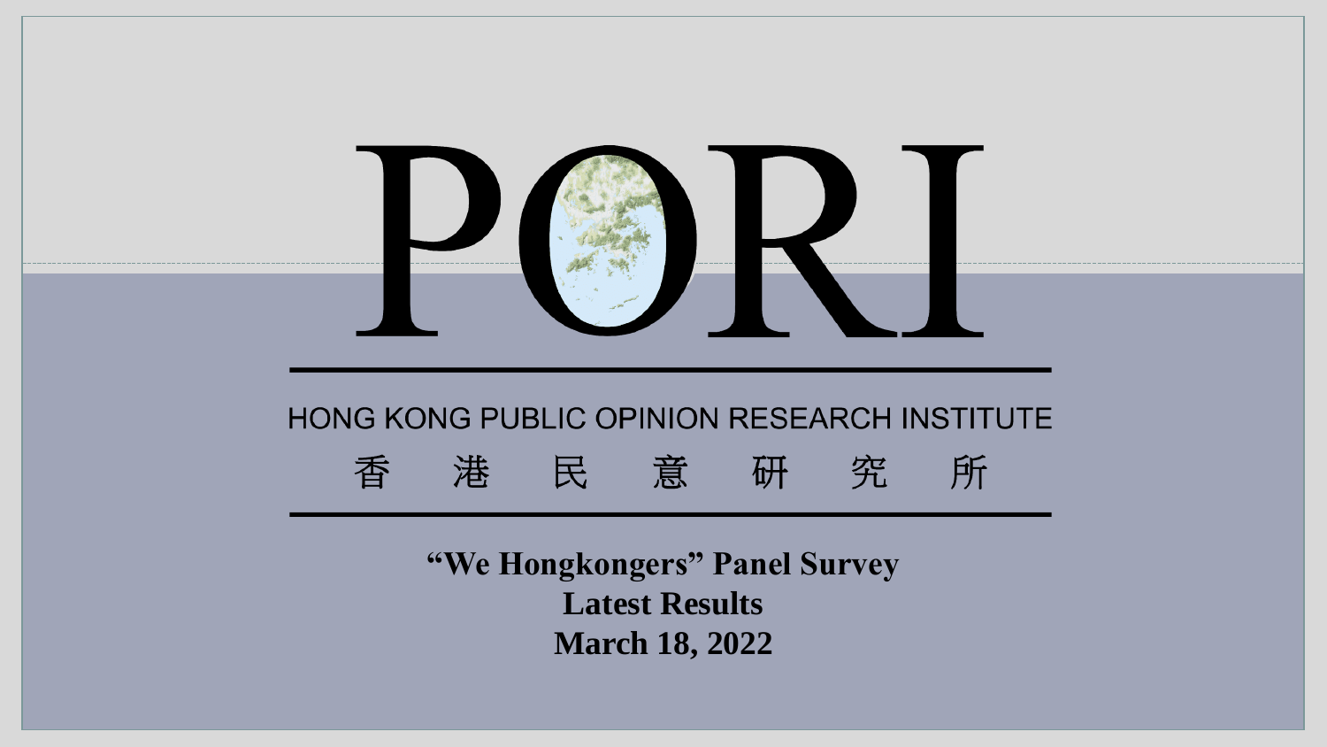# PORI

HONG KONG PUBLIC OPINION RESEARCH INSTITUTE

香　港　民　意　研　究　所

**"We Hongkongers" Panel Survey**

**Latest Results**

**March 18, 2022**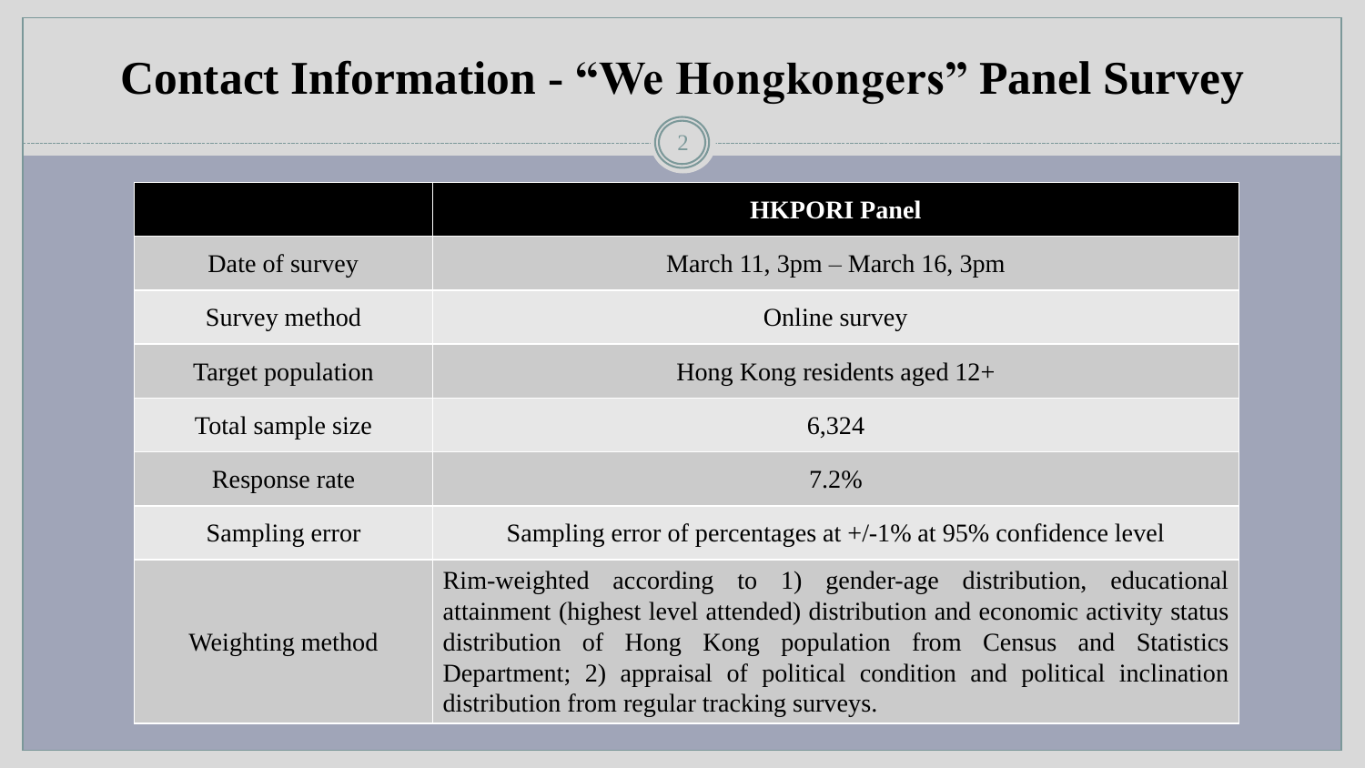# Contact Information - "We Hongkongers" Panel Survey

| | HKPORI Panel |
|---|---|
| Date of survey | March 11, 3pm – March 16, 3pm |
| Survey method | Online survey |
| Target population | Hong Kong residents aged 12+ |
| Total sample size | 6,324 |
| Response rate | 7.2% |
| Sampling error | Sampling error of percentages at +/-1% at 95% confidence level |
| Weighting method | Rim-weighted according to 1) gender-age distribution, educational attainment (highest level attended) distribution and economic activity status distribution of Hong Kong population from Census and Statistics Department; 2) appraisal of political condition and political inclination distribution from regular tracking surveys. |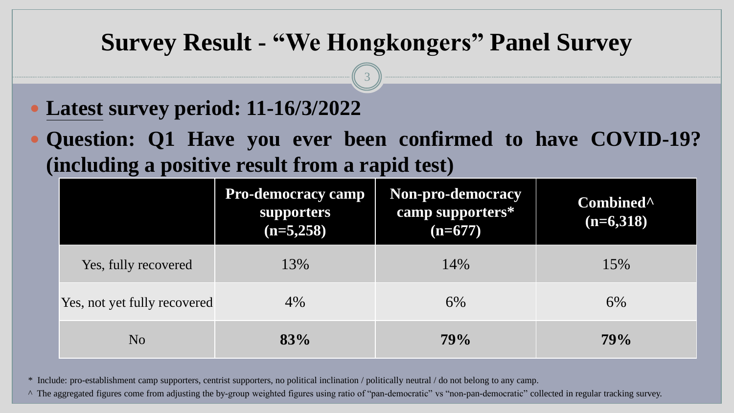# Survey Result - "We Hongkongers" Panel Survey

- **<u>Latest</u> survey period: 11-16/3/2022**
- **Question: Q1 Have you ever been confirmed to have COVID-19? (including a positive result from a rapid test)**

| | **Pro-democracy camp supporters (n=5,258)** | **Non-pro-democracy camp supporters* (n=677)** | **Combined^ (n=6,318)** |
|---|---|---|---|
| Yes, fully recovered | 13% | 14% | 15% |
| Yes, not yet fully recovered | 4% | 6% | 6% |
| No | **83%** | **79%** | **79%** |

\* Include: pro-establishment camp supporters, centrist supporters, no political inclination / politically neutral / do not belong to any camp.

^ The aggregated figures come from adjusting the by-group weighted figures using ratio of "pan-democratic" vs "non-pan-democratic" collected in regular tracking survey.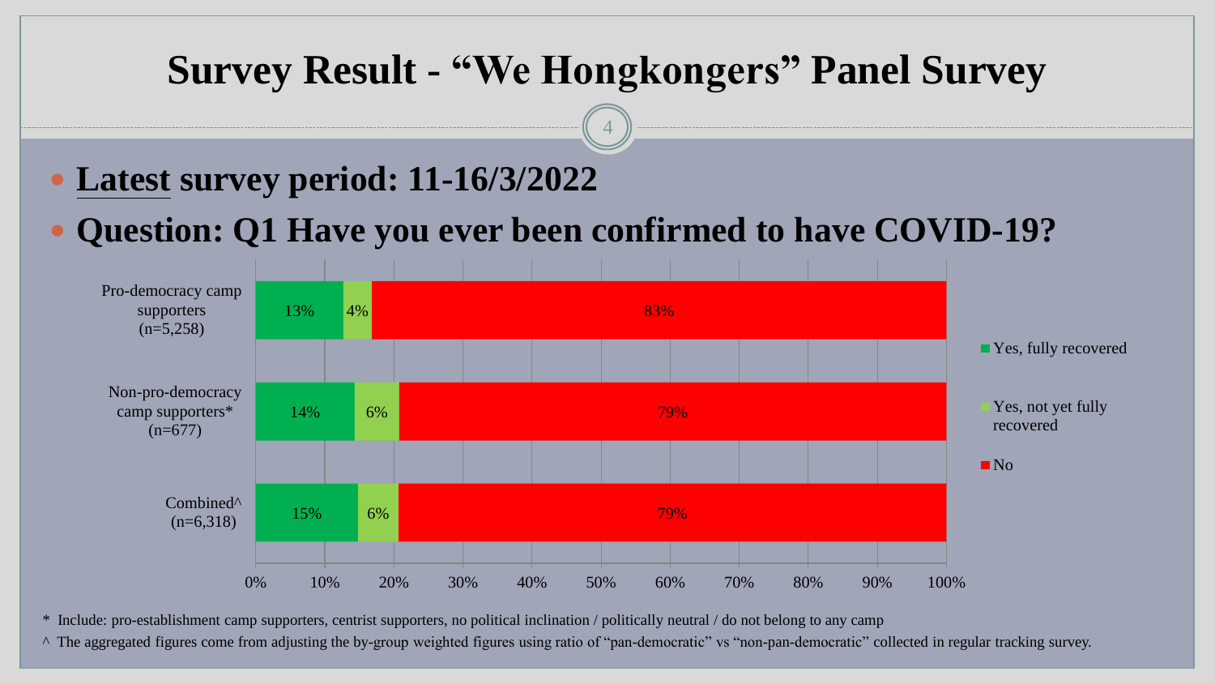# Survey Result - "We Hongkongers" Panel Survey

- **Latest survey period: 11-16/3/2022**
- **Question: Q1 Have you ever been confirmed to have COVID-19?**

| | Yes, fully recovered | Yes, not yet fully recovered | No |
|---|---|---|---|
| Pro-democracy camp supporters (n=5,258) | 13% | 4% | 83% |
| Non-pro-democracy camp supporters* (n=677) | 14% | 6% | 79% |
| Combined^ (n=6,318) | 15% | 6% | 79% |

\* Include: pro-establishment camp supporters, centrist supporters, no political inclination / politically neutral / do not belong to any camp

^ The aggregated figures come from adjusting the by-group weighted figures using ratio of "pan-democratic" vs "non-pan-democratic" collected in regular tracking survey.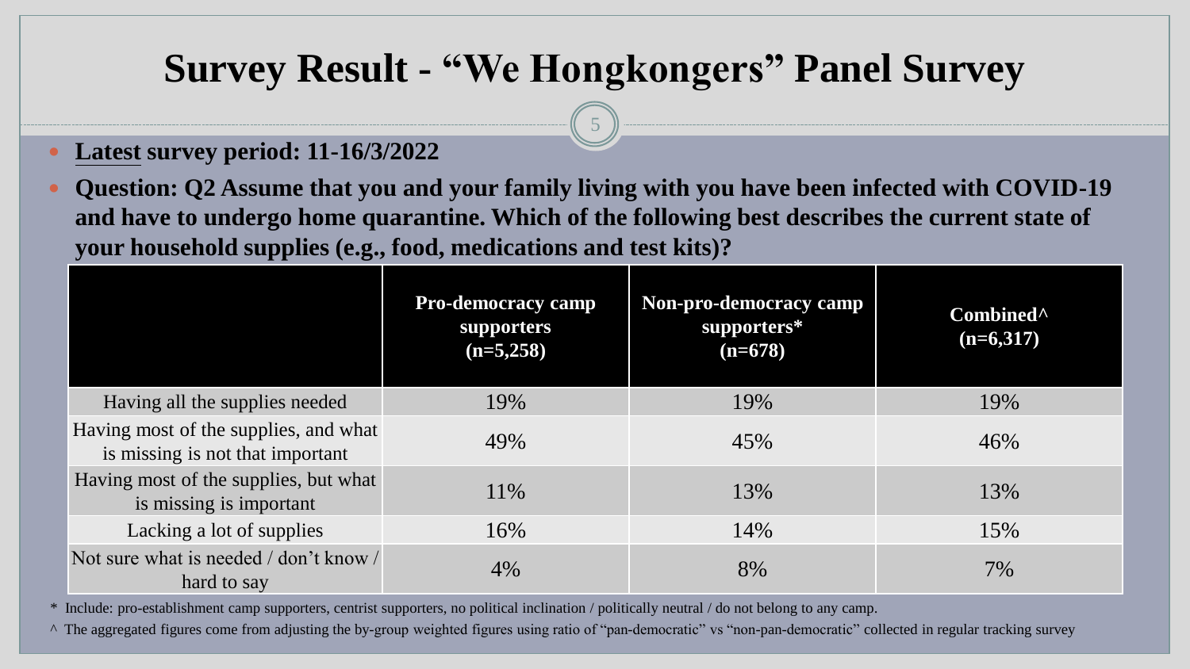# Survey Result - "We Hongkongers" Panel Survey

- **Latest survey period: 11-16/3/2022**
- **Question: Q2 Assume that you and your family living with you have been infected with COVID-19 and have to undergo home quarantine. Which of the following best describes the current state of your household supplies (e.g., food, medications and test kits)?**

| | **Pro-democracy camp supporters (n=5,258)** | **Non-pro-democracy camp supporters* (n=678)** | **Combined^ (n=6,317)** |
|---|---|---|---|
| Having all the supplies needed | 19% | 19% | 19% |
| Having most of the supplies, and what is missing is not that important | 49% | 45% | 46% |
| Having most of the supplies, but what is missing is important | 11% | 13% | 13% |
| Lacking a lot of supplies | 16% | 14% | 15% |
| Not sure what is needed / don't know / hard to say | 4% | 8% | 7% |

\* Include: pro-establishment camp supporters, centrist supporters, no political inclination / politically neutral / do not belong to any camp.

^ The aggregated figures come from adjusting the by-group weighted figures using ratio of "pan-democratic" vs "non-pan-democratic" collected in regular tracking survey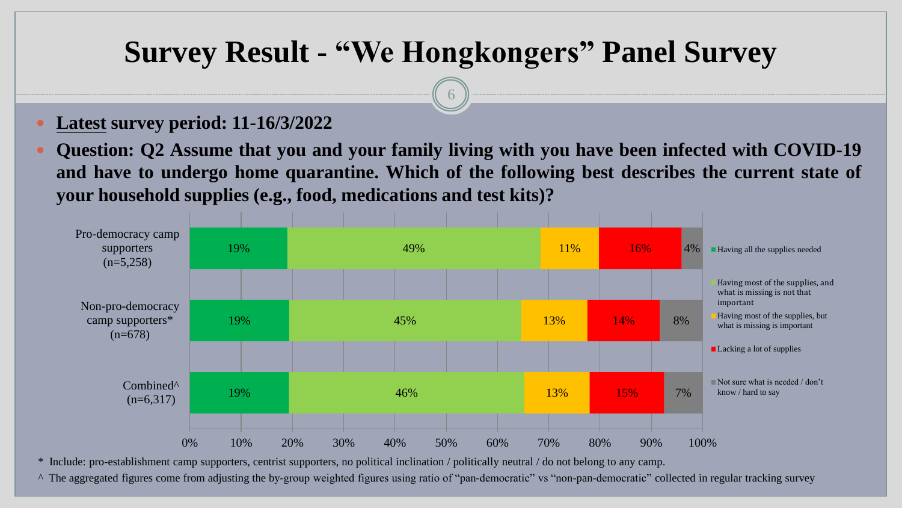# Survey Result - “We Hongkongers” Panel Survey

- **Latest survey period: 11-16/3/2022**
- **Question: Q2 Assume that you and your family living with you have been infected with COVID-19 and have to undergo home quarantine. Which of the following best describes the current state of your household supplies (e.g., food, medications and test kits)?**

| | Having all the supplies needed | Having most of the supplies, and what is missing is not that important | Having most of the supplies, but what is missing is important | Lacking a lot of supplies | Not sure what is needed / don’t know / hard to say |
|---|---|---|---|---|---|
| Pro-democracy camp supporters (n=5,258) | 19% | 49% | 11% | 16% | 4% |
| Non-pro-democracy camp supporters* (n=678) | 19% | 45% | 13% | 14% | 8% |
| Combined^ (n=6,317) | 19% | 46% | 13% | 15% | 7% |

\* Include: pro-establishment camp supporters, centrist supporters, no political inclination / politically neutral / do not belong to any camp.

^ The aggregated figures come from adjusting the by-group weighted figures using ratio of “pan-democratic” vs “non-pan-democratic” collected in regular tracking survey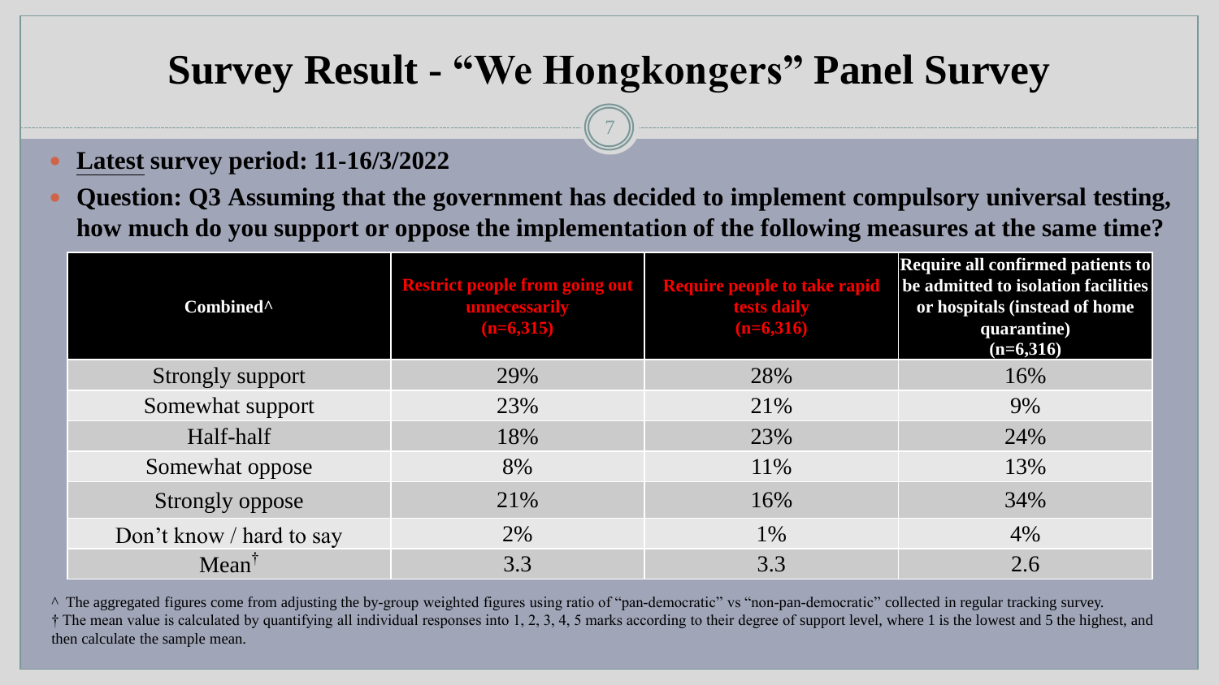# Survey Result - "We Hongkongers" Panel Survey

- **Latest survey period: 11-16/3/2022**
- **Question: Q3 Assuming that the government has decided to implement compulsory universal testing, how much do you support or oppose the implementation of the following measures at the same time?**

| Combined^ | Restrict people from going out unnecessarily (n=6,315) | Require people to take rapid tests daily (n=6,316) | Require all confirmed patients to be admitted to isolation facilities or hospitals (instead of home quarantine) (n=6,316) |
|---|---|---|---|
| Strongly support | 29% | 28% | 16% |
| Somewhat support | 23% | 21% | 9% |
| Half-half | 18% | 23% | 24% |
| Somewhat oppose | 8% | 11% | 13% |
| Strongly oppose | 21% | 16% | 34% |
| Don't know / hard to say | 2% | 1% | 4% |
| Mean† | 3.3 | 3.3 | 2.6 |

^ The aggregated figures come from adjusting the by-group weighted figures using ratio of "pan-democratic" vs "non-pan-democratic" collected in regular tracking survey.

† The mean value is calculated by quantifying all individual responses into 1, 2, 3, 4, 5 marks according to their degree of support level, where 1 is the lowest and 5 the highest, and then calculate the sample mean.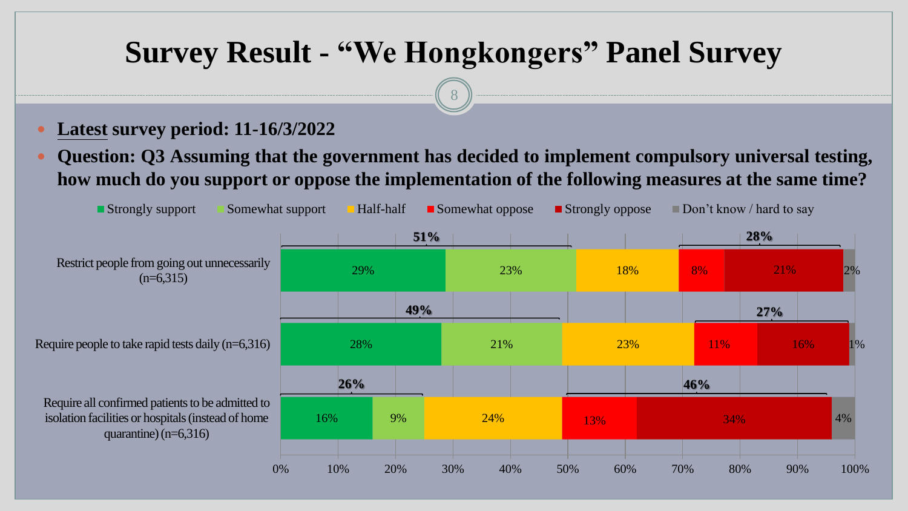# Survey Result - "We Hongkongers" Panel Survey

- **Latest survey period: 11-16/3/2022**
- **Question: Q3 Assuming that the government has decided to implement compulsory universal testing, how much do you support or oppose the implementation of the following measures at the same time?**

| Measure | Strongly support | Somewhat support | Half-half | Somewhat oppose | Strongly oppose | Don't know / hard to say | Total support | Total oppose |
|---|---|---|---|---|---|---|---|---|
| Restrict people from going out unnecessarily (n=6,315) | 29% | 23% | 18% | 8% | 21% | 2% | 51% | 28% |
| Require people to take rapid tests daily (n=6,316) | 28% | 21% | 23% | 11% | 16% | 1% | 49% | 27% |
| Require all confirmed patients to be admitted to isolation facilities or hospitals (instead of home quarantine) (n=6,316) | 16% | 9% | 24% | 13% | 34% | 4% | 26% | 46% |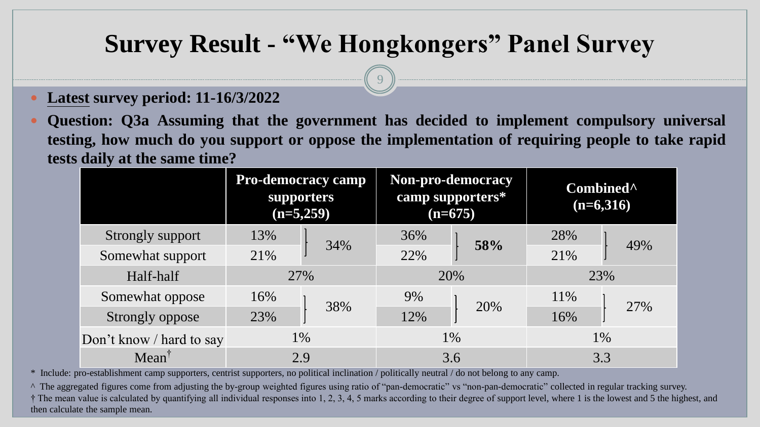# Survey Result - "We Hongkongers" Panel Survey

- **Latest survey period: 11-16/3/2022**
- **Question: Q3a Assuming that the government has decided to implement compulsory universal testing, how much do you support or oppose the implementation of requiring people to take rapid tests daily at the same time?**

| | Pro-democracy camp supporters (n=5,259) | | Non-pro-democracy camp supporters* (n=675) | | Combined^ (n=6,316) | |
|---|---|---|---|---|---|---|
| Strongly support | 13% | 34% | 36% | **58%** | 28% | 49% |
| Somewhat support | 21% | | 22% | | 21% | |
| Half-half | 27% | | 20% | | 23% | |
| Somewhat oppose | 16% | 38% | 9% | 20% | 11% | 27% |
| Strongly oppose | 23% | | 12% | | 16% | |
| Don't know / hard to say | 1% | | 1% | | 1% | |
| Mean† | 2.9 | | 3.6 | | 3.3 | |

\* Include: pro-establishment camp supporters, centrist supporters, no political inclination / politically neutral / do not belong to any camp.

^ The aggregated figures come from adjusting the by-group weighted figures using ratio of "pan-democratic" vs "non-pan-democratic" collected in regular tracking survey.

† The mean value is calculated by quantifying all individual responses into 1, 2, 3, 4, 5 marks according to their degree of support level, where 1 is the lowest and 5 the highest, and then calculate the sample mean.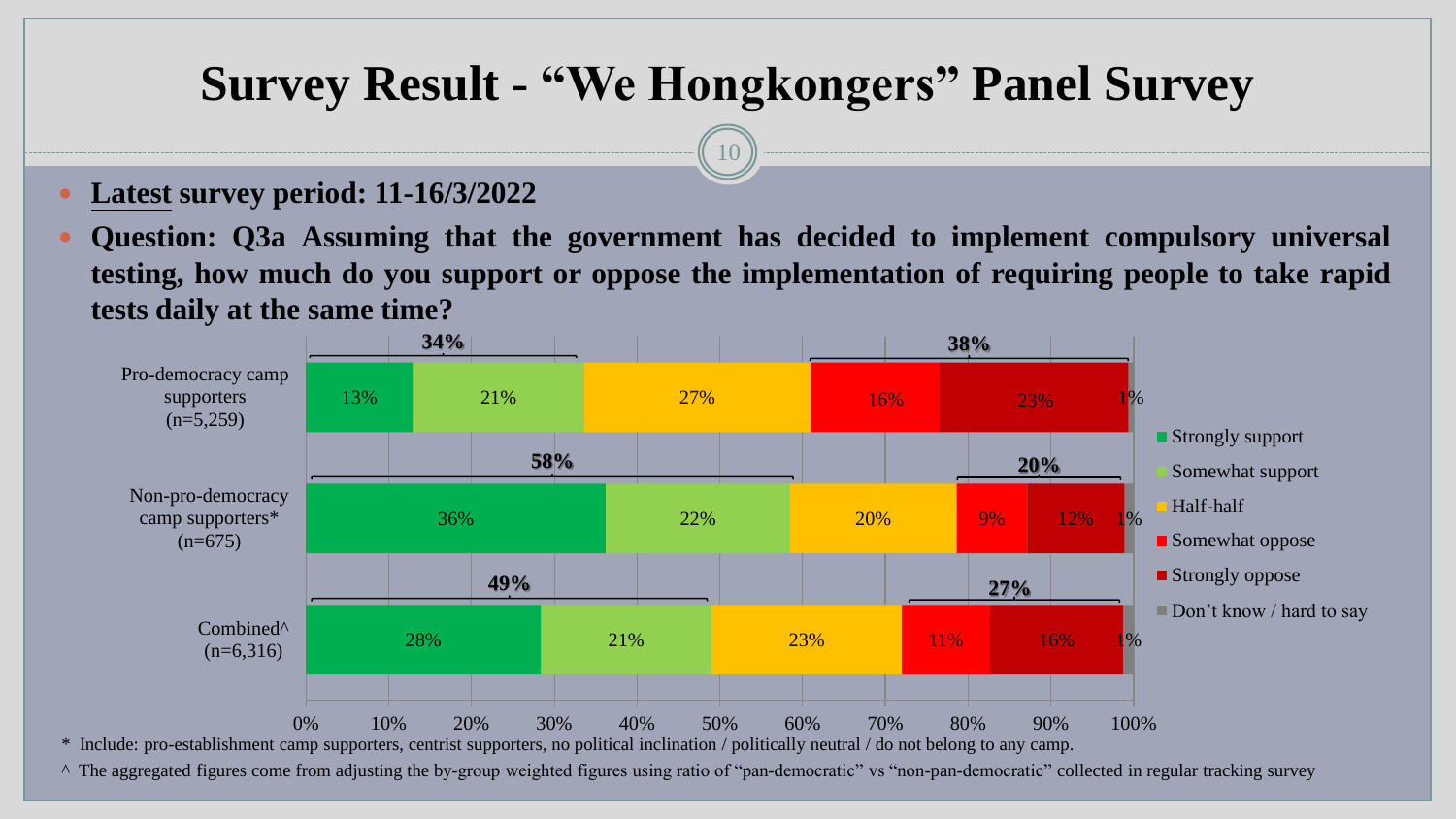# Survey Result - "We Hongkongers" Panel Survey

- **Latest survey period: 11-16/3/2022**
- **Question: Q3a Assuming that the government has decided to implement compulsory universal testing, how much do you support or oppose the implementation of requiring people to take rapid tests daily at the same time?**

| | Strongly support | Somewhat support | Half-half | Somewhat oppose | Strongly oppose | Don't know / hard to say | Total support | Total oppose |
|---|---|---|---|---|---|---|---|---|
| Pro-democracy camp supporters (n=5,259) | 13% | 21% | 27% | 16% | 23% | 1% | 34% | 38% |
| Non-pro-democracy camp supporters* (n=675) | 36% | 22% | 20% | 9% | 12% | 1% | 58% | 20% |
| Combined^ (n=6,316) | 28% | 21% | 23% | 11% | 16% | 1% | 49% | 27% |

\* Include: pro-establishment camp supporters, centrist supporters, no political inclination / politically neutral / do not belong to any camp.

^ The aggregated figures come from adjusting the by-group weighted figures using ratio of "pan-democratic" vs "non-pan-democratic" collected in regular tracking survey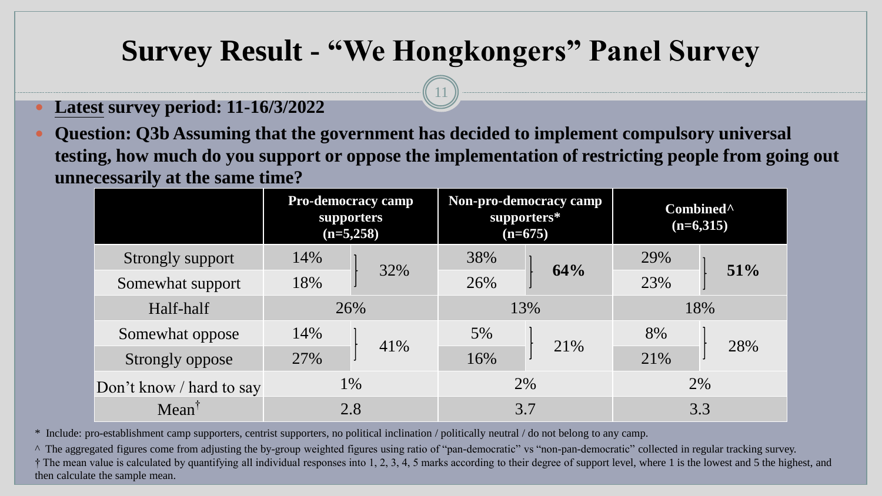# Survey Result - "We Hongkongers" Panel Survey

- **<u>Latest</u> survey period: 11-16/3/2022**
- **Question: Q3b Assuming that the government has decided to implement compulsory universal testing, how much do you support or oppose the implementation of restricting people from going out unnecessarily at the same time?**

| | Pro-democracy camp supporters (n=5,258) | | Non-pro-democracy camp supporters* (n=675) | | Combined^ (n=6,315) | |
|---|---|---|---|---|---|---|
| Strongly support | 14% | 32% | 38% | **64%** | 29% | **51%** |
| Somewhat support | 18% | | 26% | | 23% | |
| Half-half | 26% | | 13% | | 18% | |
| Somewhat oppose | 14% | 41% | 5% | 21% | 8% | 28% |
| Strongly oppose | 27% | | 16% | | 21% | |
| Don't know / hard to say | 1% | | 2% | | 2% | |
| Mean† | 2.8 | | 3.7 | | 3.3 | |

\* Include: pro-establishment camp supporters, centrist supporters, no political inclination / politically neutral / do not belong to any camp.

^ The aggregated figures come from adjusting the by-group weighted figures using ratio of "pan-democratic" vs "non-pan-democratic" collected in regular tracking survey.

† The mean value is calculated by quantifying all individual responses into 1, 2, 3, 4, 5 marks according to their degree of support level, where 1 is the lowest and 5 the highest, and then calculate the sample mean.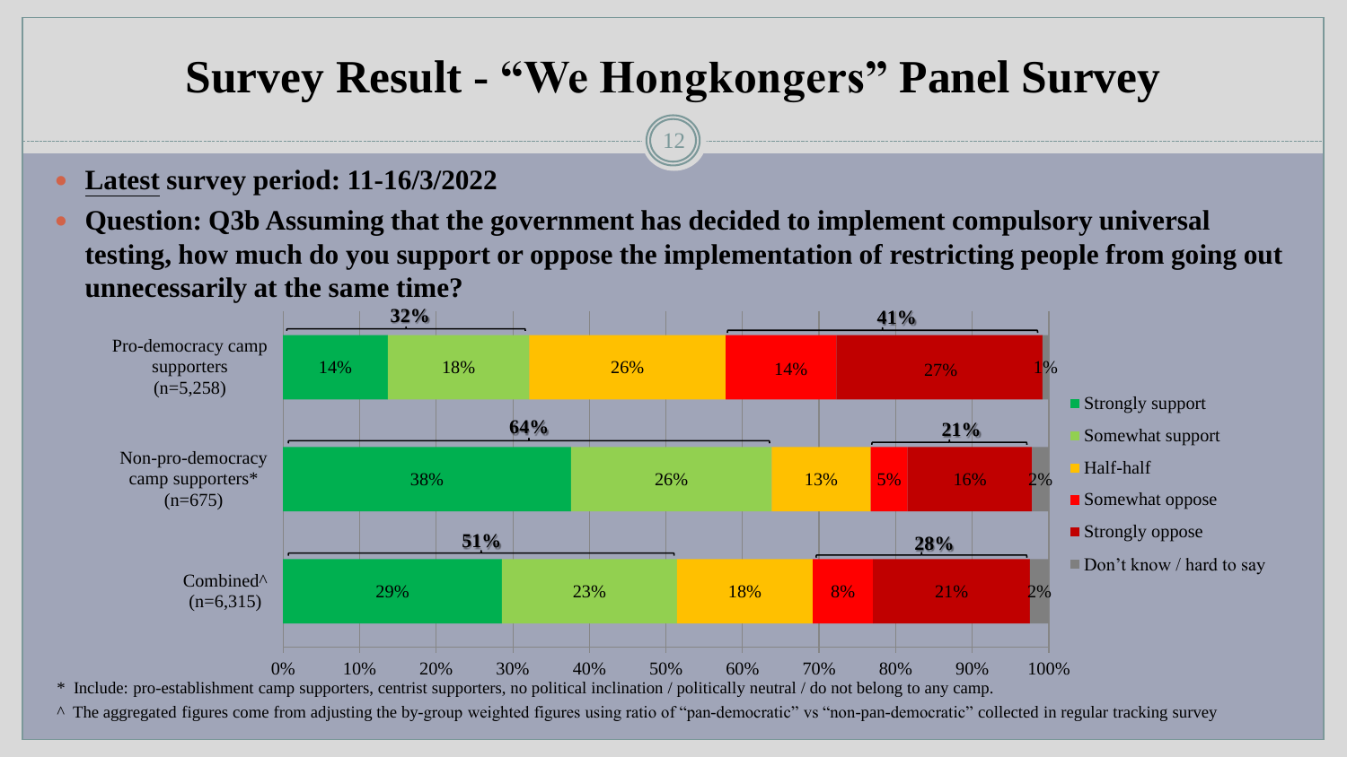# Survey Result - "We Hongkongers" Panel Survey

- **Latest survey period: 11-16/3/2022**
- **Question: Q3b Assuming that the government has decided to implement compulsory universal testing, how much do you support or oppose the implementation of restricting people from going out unnecessarily at the same time?**

| Group | Strongly support | Somewhat support | Half-half | Somewhat oppose | Strongly oppose | Don't know / hard to say | Total support | Total oppose |
|---|---|---|---|---|---|---|---|---|
| Pro-democracy camp supporters (n=5,258) | 14% | 18% | 26% | 14% | 27% | 1% | 32% | 41% |
| Non-pro-democracy camp supporters* (n=675) | 38% | 26% | 13% | 5% | 16% | 2% | 64% | 21% |
| Combined^ (n=6,315) | 29% | 23% | 18% | 8% | 21% | 2% | 51% | 28% |

\* Include: pro-establishment camp supporters, centrist supporters, no political inclination / politically neutral / do not belong to any camp.

^ The aggregated figures come from adjusting the by-group weighted figures using ratio of "pan-democratic" vs "non-pan-democratic" collected in regular tracking survey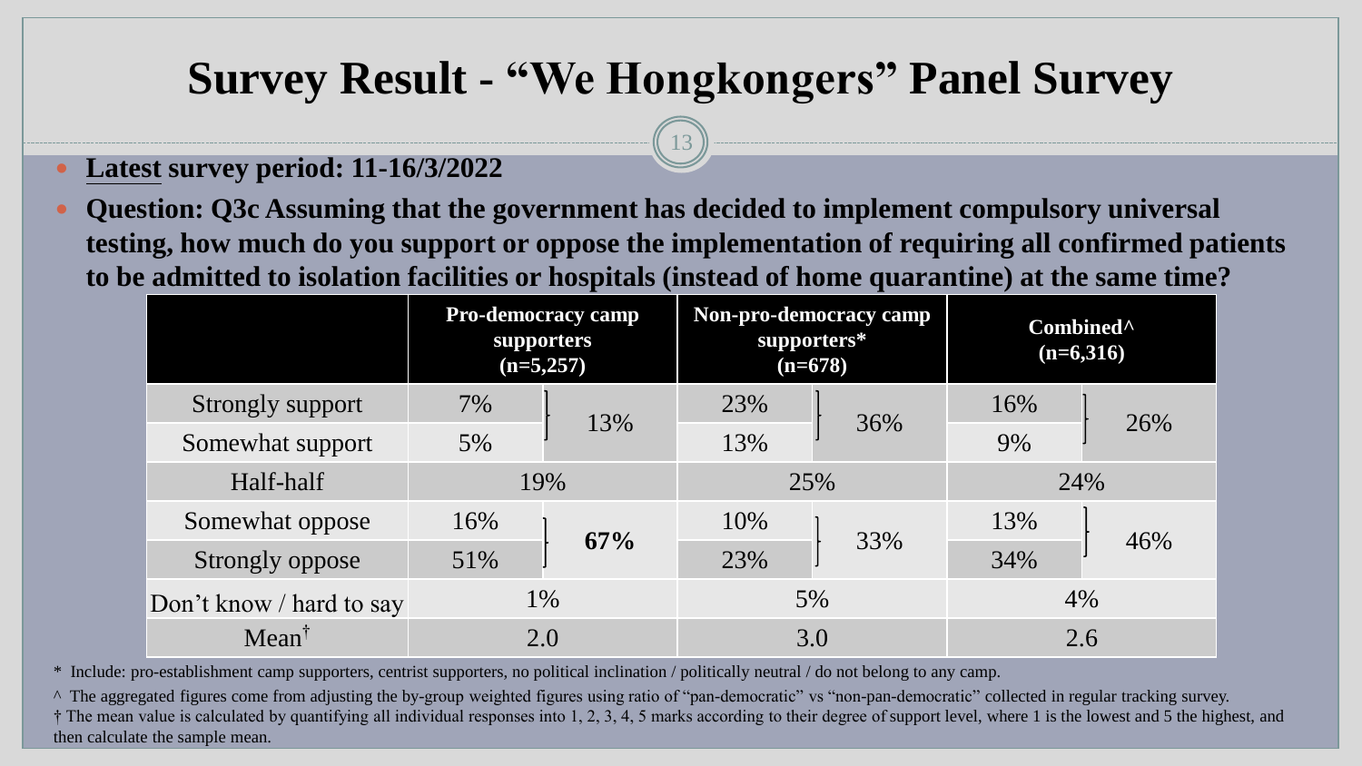# Survey Result - "We Hongkongers" Panel Survey

- **Latest survey period: 11-16/3/2022**
- **Question: Q3c Assuming that the government has decided to implement compulsory universal testing, how much do you support or oppose the implementation of requiring all confirmed patients to be admitted to isolation facilities or hospitals (instead of home quarantine) at the same time?**

| | Pro-democracy camp supporters (n=5,257) | | Non-pro-democracy camp supporters* (n=678) | | Combined^ (n=6,316) | |
|---|---|---|---|---|---|---|
| Strongly support | 7% | 13% | 23% | 36% | 16% | 26% |
| Somewhat support | 5% | | 13% | | 9% | |
| Half-half | 19% | | 25% | | 24% | |
| Somewhat oppose | 16% | **67%** | 10% | 33% | 13% | 46% |
| Strongly oppose | 51% | | 23% | | 34% | |
| Don't know / hard to say | 1% | | 5% | | 4% | |
| Mean† | 2.0 | | 3.0 | | 2.6 | |

\* Include: pro-establishment camp supporters, centrist supporters, no political inclination / politically neutral / do not belong to any camp.

^ The aggregated figures come from adjusting the by-group weighted figures using ratio of "pan-democratic" vs "non-pan-democratic" collected in regular tracking survey.

† The mean value is calculated by quantifying all individual responses into 1, 2, 3, 4, 5 marks according to their degree of support level, where 1 is the lowest and 5 the highest, and then calculate the sample mean.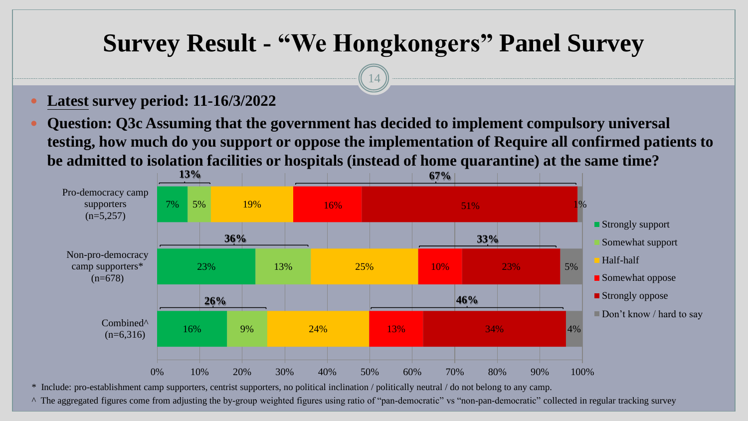# Survey Result - "We Hongkongers" Panel Survey

- **Latest survey period: 11-16/3/2022**
- **Question: Q3c Assuming that the government has decided to implement compulsory universal testing, how much do you support or oppose the implementation of Require all confirmed patients to be admitted to isolation facilities or hospitals (instead of home quarantine) at the same time?**

| | Strongly support | Somewhat support | Half-half | Somewhat oppose | Strongly oppose | Don't know / hard to say | Total support | Total oppose |
|---|---|---|---|---|---|---|---|---|
| Pro-democracy camp supporters (n=5,257) | 7% | 5% | 19% | 16% | 51% | 1% | 13% | 67% |
| Non-pro-democracy camp supporters* (n=678) | 23% | 13% | 25% | 10% | 23% | 5% | 36% | 33% |
| Combined^ (n=6,316) | 16% | 9% | 24% | 13% | 34% | 4% | 26% | 46% |

\* Include: pro-establishment camp supporters, centrist supporters, no political inclination / politically neutral / do not belong to any camp.

^ The aggregated figures come from adjusting the by-group weighted figures using ratio of "pan-democratic" vs "non-pan-democratic" collected in regular tracking survey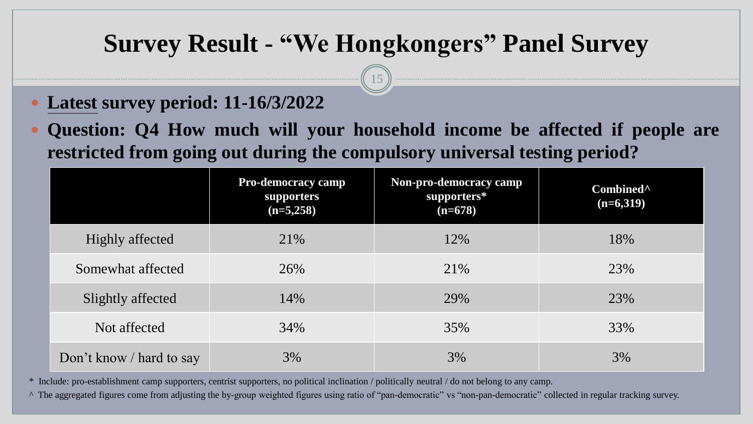# Survey Result - "We Hongkongers" Panel Survey

- **Latest survey period: 11-16/3/2022**
- **Question: Q4 How much will your household income be affected if people are restricted from going out during the compulsory universal testing period?**

| | Pro-democracy camp supporters (n=5,258) | Non-pro-democracy camp supporters* (n=678) | Combined^ (n=6,319) |
|---|---|---|---|
| Highly affected | 21% | 12% | 18% |
| Somewhat affected | 26% | 21% | 23% |
| Slightly affected | 14% | 29% | 23% |
| Not affected | 34% | 35% | 33% |
| Don't know / hard to say | 3% | 3% | 3% |

\* Include: pro-establishment camp supporters, centrist supporters, no political inclination / politically neutral / do not belong to any camp.

^ The aggregated figures come from adjusting the by-group weighted figures using ratio of "pan-democratic" vs "non-pan-democratic" collected in regular tracking survey.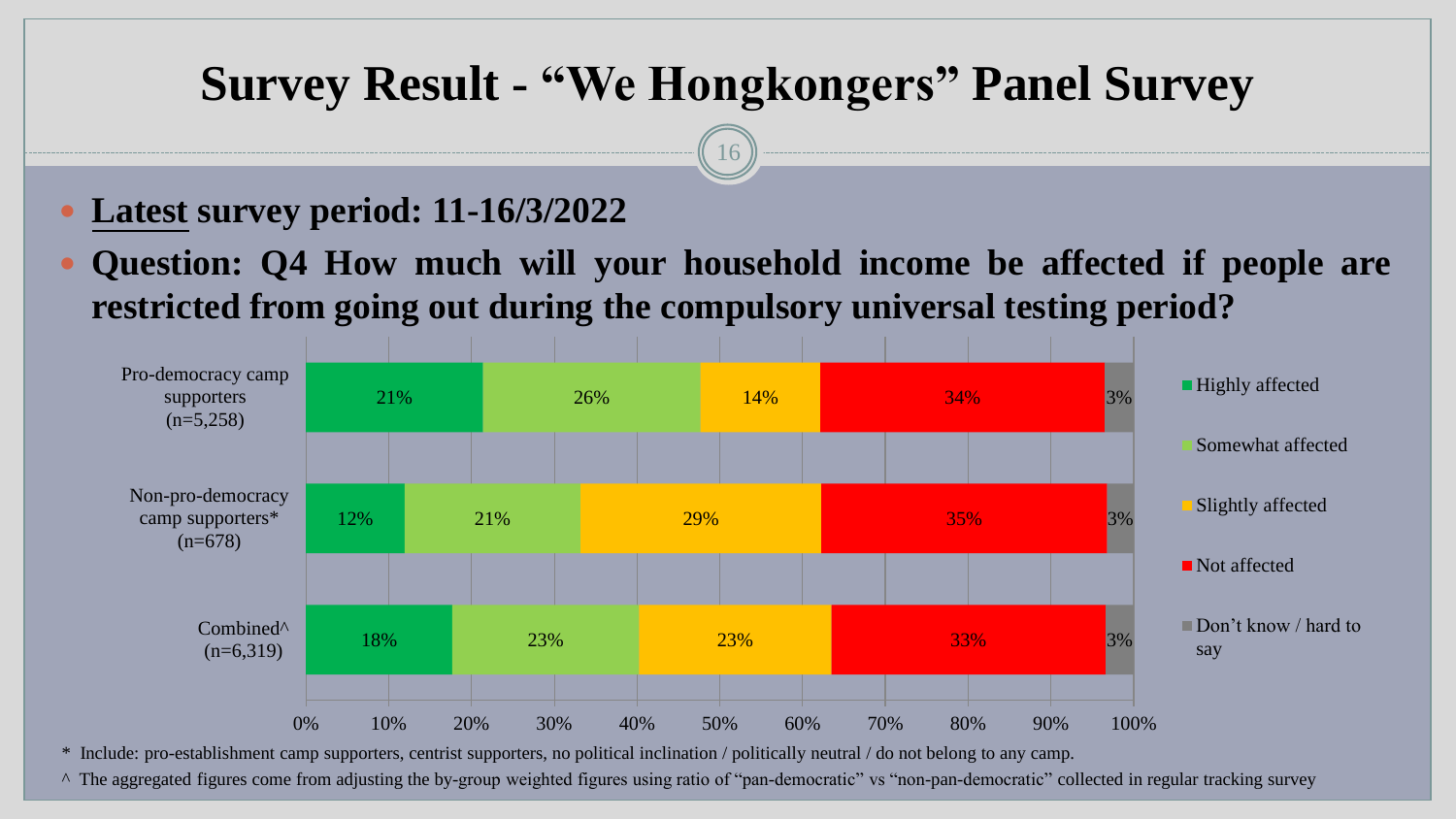# Survey Result - "We Hongkongers" Panel Survey

- **Latest survey period: 11-16/3/2022**
- **Question: Q4 How much will your household income be affected if people are restricted from going out during the compulsory universal testing period?**

| | Highly affected | Somewhat affected | Slightly affected | Not affected | Don't know / hard to say |
|---|---|---|---|---|---|
| Pro-democracy camp supporters (n=5,258) | 21% | 26% | 14% | 34% | 3% |
| Non-pro-democracy camp supporters* (n=678) | 12% | 21% | 29% | 35% | 3% |
| Combined^ (n=6,319) | 18% | 23% | 23% | 33% | 3% |

\* Include: pro-establishment camp supporters, centrist supporters, no political inclination / politically neutral / do not belong to any camp.

^ The aggregated figures come from adjusting the by-group weighted figures using ratio of "pan-democratic" vs "non-pan-democratic" collected in regular tracking survey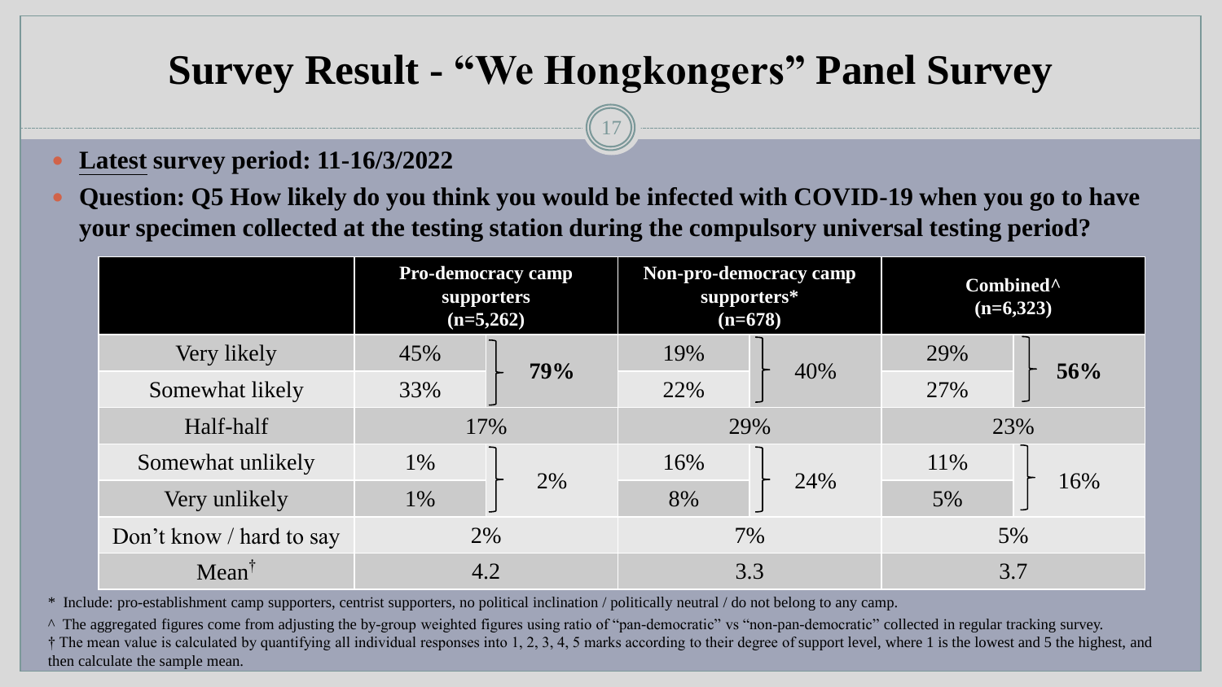# Survey Result - "We Hongkongers" Panel Survey

- **Latest survey period: 11-16/3/2022**
- **Question: Q5 How likely do you think you would be infected with COVID-19 when you go to have your specimen collected at the testing station during the compulsory universal testing period?**

| | Pro-democracy camp supporters (n=5,262) | | Non-pro-democracy camp supporters* (n=678) | | Combined^ (n=6,323) | |
|---|---|---|---|---|---|---|
| Very likely | 45% | **79%** | 19% | 40% | 29% | **56%** |
| Somewhat likely | 33% | | 22% | | 27% | |
| Half-half | 17% | | 29% | | 23% | |
| Somewhat unlikely | 1% | 2% | 16% | 24% | 11% | 16% |
| Very unlikely | 1% | | 8% | | 5% | |
| Don't know / hard to say | 2% | | 7% | | 5% | |
| Mean† | 4.2 | | 3.3 | | 3.7 | |

\* Include: pro-establishment camp supporters, centrist supporters, no political inclination / politically neutral / do not belong to any camp.

^ The aggregated figures come from adjusting the by-group weighted figures using ratio of "pan-democratic" vs "non-pan-democratic" collected in regular tracking survey.

† The mean value is calculated by quantifying all individual responses into 1, 2, 3, 4, 5 marks according to their degree of support level, where 1 is the lowest and 5 the highest, and then calculate the sample mean.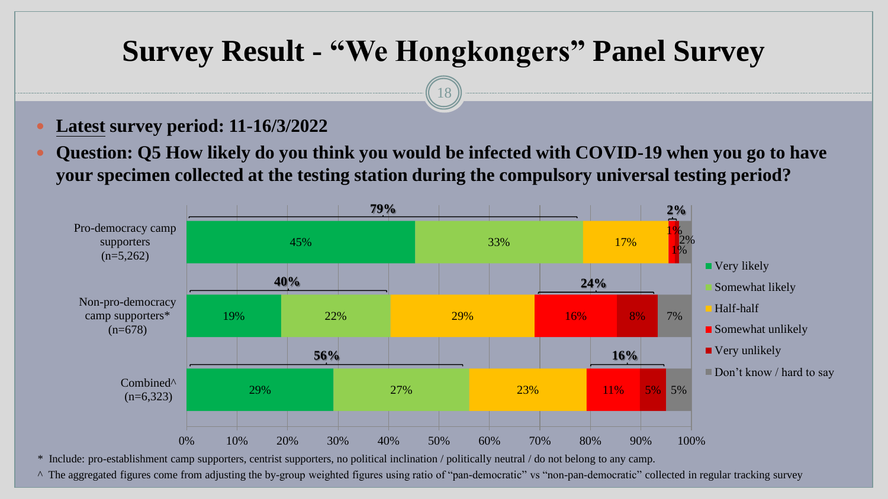# Survey Result - "We Hongkongers" Panel Survey

- **Latest survey period: 11-16/3/2022**
- **Question: Q5 How likely do you think you would be infected with COVID-19 when you go to have your specimen collected at the testing station during the compulsory universal testing period?**

Pro-democracy camp supporters (n=5,262)
79%
45%
33%
17%
2%
1%
1%
2%

Non-pro-democracy camp supporters* (n=678)
40%
19%
22%
29%
24%
16%
8%
7%

Combined^ (n=6,323)
56%
29%
27%
23%
16%
11%
5%
5%

0% 10% 20% 30% 40% 50% 60% 70% 80% 90% 100%

Very likely
Somewhat likely
Half-half
Somewhat unlikely
Very unlikely
Don't know / hard to say

\* Include: pro-establishment camp supporters, centrist supporters, no political inclination / politically neutral / do not belong to any camp.

^ The aggregated figures come from adjusting the by-group weighted figures using ratio of "pan-democratic" vs "non-pan-democratic" collected in regular tracking survey